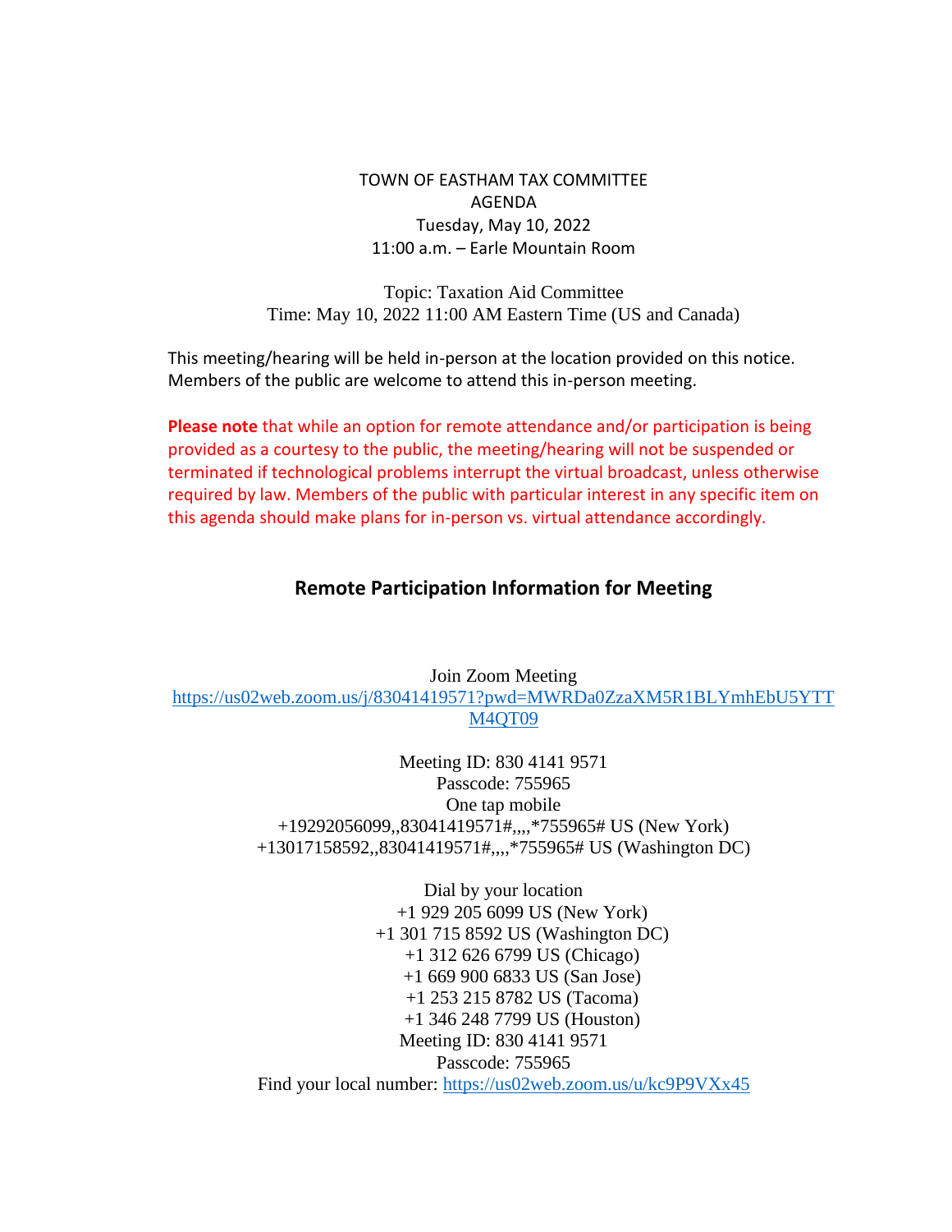TOWN OF EASTHAM TAX COMMITTEE
AGENDA
Tuesday, May 10, 2022
11:00 a.m. – Earle Mountain Room

Topic: Taxation Aid Committee
Time: May 10, 2022 11:00 AM Eastern Time (US and Canada)

This meeting/hearing will be held in-person at the location provided on this notice. Members of the public are welcome to attend this in-person meeting.

**Please note** that while an option for remote attendance and/or participation is being provided as a courtesy to the public, the meeting/hearing will not be suspended or terminated if technological problems interrupt the virtual broadcast, unless otherwise required by law. Members of the public with particular interest in any specific item on this agenda should make plans for in-person vs. virtual attendance accordingly.

## Remote Participation Information for Meeting

Join Zoom Meeting
https://us02web.zoom.us/j/83041419571?pwd=MWRDa0ZzaXM5R1BLYmhEbU5YTTM4QT09

Meeting ID: 830 4141 9571
Passcode: 755965
One tap mobile
+19292056099,,83041419571#,,,,*755965# US (New York)
+13017158592,,83041419571#,,,,*755965# US (Washington DC)

Dial by your location
+1 929 205 6099 US (New York)
+1 301 715 8592 US (Washington DC)
+1 312 626 6799 US (Chicago)
+1 669 900 6833 US (San Jose)
+1 253 215 8782 US (Tacoma)
+1 346 248 7799 US (Houston)
Meeting ID: 830 4141 9571
Passcode: 755965
Find your local number: https://us02web.zoom.us/u/kc9P9VXx45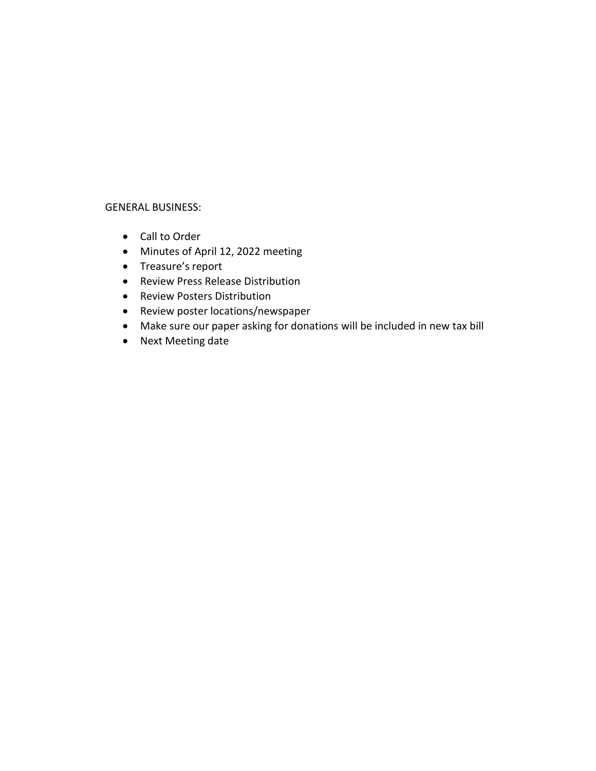GENERAL BUSINESS:

- Call to Order
- Minutes of April 12, 2022 meeting
- Treasure's report
- Review Press Release Distribution
- Review Posters Distribution
- Review poster locations/newspaper
- Make sure our paper asking for donations will be included in new tax bill
- Next Meeting date